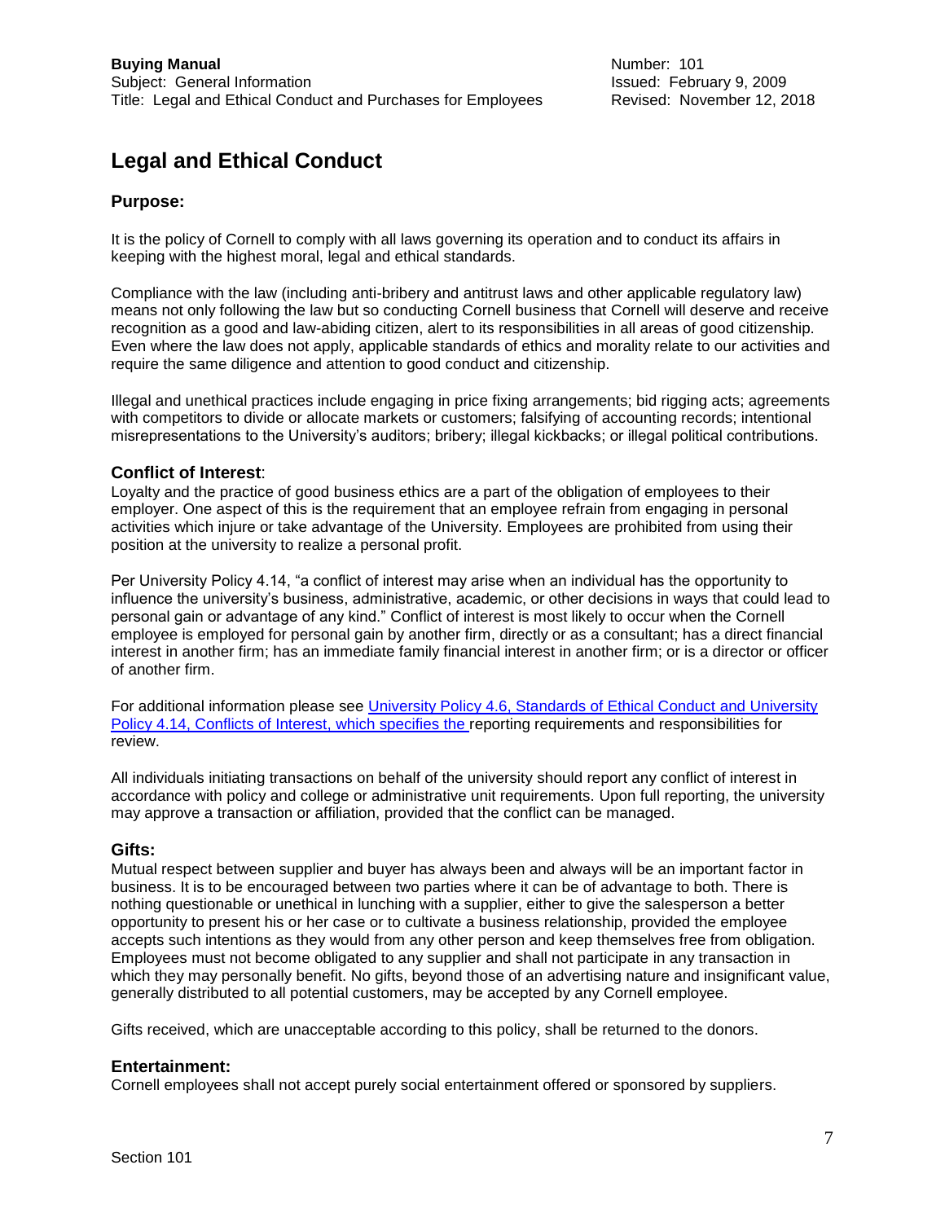**Buying Manual**
Subject: General Information
Title: Legal and Ethical Conduct and Purchases for Employees

Number: 101
Issued: February 9, 2009
Revised: November 12, 2018

# Legal and Ethical Conduct

## Purpose:

It is the policy of Cornell to comply with all laws governing its operation and to conduct its affairs in keeping with the highest moral, legal and ethical standards.

Compliance with the law (including anti-bribery and antitrust laws and other applicable regulatory law) means not only following the law but so conducting Cornell business that Cornell will deserve and receive recognition as a good and law-abiding citizen, alert to its responsibilities in all areas of good citizenship. Even where the law does not apply, applicable standards of ethics and morality relate to our activities and require the same diligence and attention to good conduct and citizenship.

Illegal and unethical practices include engaging in price fixing arrangements; bid rigging acts; agreements with competitors to divide or allocate markets or customers; falsifying of accounting records; intentional misrepresentations to the University's auditors; bribery; illegal kickbacks; or illegal political contributions.

### Conflict of Interest:

Loyalty and the practice of good business ethics are a part of the obligation of employees to their employer. One aspect of this is the requirement that an employee refrain from engaging in personal activities which injure or take advantage of the University. Employees are prohibited from using their position at the university to realize a personal profit.

Per University Policy 4.14, "a conflict of interest may arise when an individual has the opportunity to influence the university's business, administrative, academic, or other decisions in ways that could lead to personal gain or advantage of any kind." Conflict of interest is most likely to occur when the Cornell employee is employed for personal gain by another firm, directly or as a consultant; has a direct financial interest in another firm; has an immediate family financial interest in another firm; or is a director or officer of another firm.

For additional information please see University Policy 4.6, Standards of Ethical Conduct and University Policy 4.14, Conflicts of Interest, which specifies the reporting requirements and responsibilities for review.

All individuals initiating transactions on behalf of the university should report any conflict of interest in accordance with policy and college or administrative unit requirements. Upon full reporting, the university may approve a transaction or affiliation, provided that the conflict can be managed.

### Gifts:

Mutual respect between supplier and buyer has always been and always will be an important factor in business. It is to be encouraged between two parties where it can be of advantage to both. There is nothing questionable or unethical in lunching with a supplier, either to give the salesperson a better opportunity to present his or her case or to cultivate a business relationship, provided the employee accepts such intentions as they would from any other person and keep themselves free from obligation. Employees must not become obligated to any supplier and shall not participate in any transaction in which they may personally benefit. No gifts, beyond those of an advertising nature and insignificant value, generally distributed to all potential customers, may be accepted by any Cornell employee.

Gifts received, which are unacceptable according to this policy, shall be returned to the donors.

### Entertainment:

Cornell employees shall not accept purely social entertainment offered or sponsored by suppliers.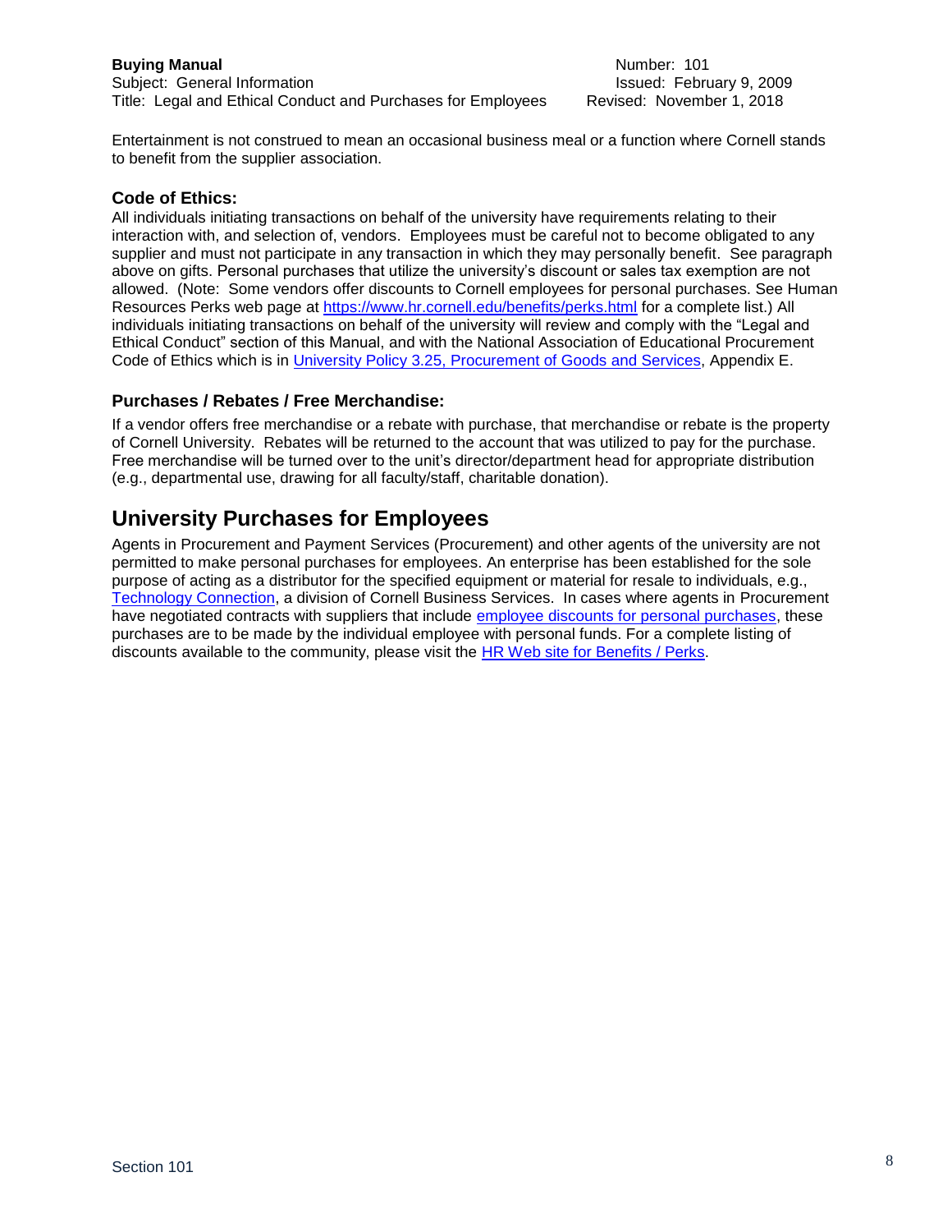Entertainment is not construed to mean an occasional business meal or a function where Cornell stands to benefit from the supplier association.

### Code of Ethics:

All individuals initiating transactions on behalf of the university have requirements relating to their interaction with, and selection of, vendors. Employees must be careful not to become obligated to any supplier and must not participate in any transaction in which they may personally benefit. See paragraph above on gifts. Personal purchases that utilize the university's discount or sales tax exemption are not allowed. (Note: Some vendors offer discounts to Cornell employees for personal purchases. See Human Resources Perks web page at https://www.hr.cornell.edu/benefits/perks.html for a complete list.) All individuals initiating transactions on behalf of the university will review and comply with the "Legal and Ethical Conduct" section of this Manual, and with the National Association of Educational Procurement Code of Ethics which is in University Policy 3.25, Procurement of Goods and Services, Appendix E.

### Purchases / Rebates / Free Merchandise:

If a vendor offers free merchandise or a rebate with purchase, that merchandise or rebate is the property of Cornell University. Rebates will be returned to the account that was utilized to pay for the purchase. Free merchandise will be turned over to the unit's director/department head for appropriate distribution (e.g., departmental use, drawing for all faculty/staff, charitable donation).

## University Purchases for Employees

Agents in Procurement and Payment Services (Procurement) and other agents of the university are not permitted to make personal purchases for employees. An enterprise has been established for the sole purpose of acting as a distributor for the specified equipment or material for resale to individuals, e.g., Technology Connection, a division of Cornell Business Services. In cases where agents in Procurement have negotiated contracts with suppliers that include employee discounts for personal purchases, these purchases are to be made by the individual employee with personal funds. For a complete listing of discounts available to the community, please visit the HR Web site for Benefits / Perks.